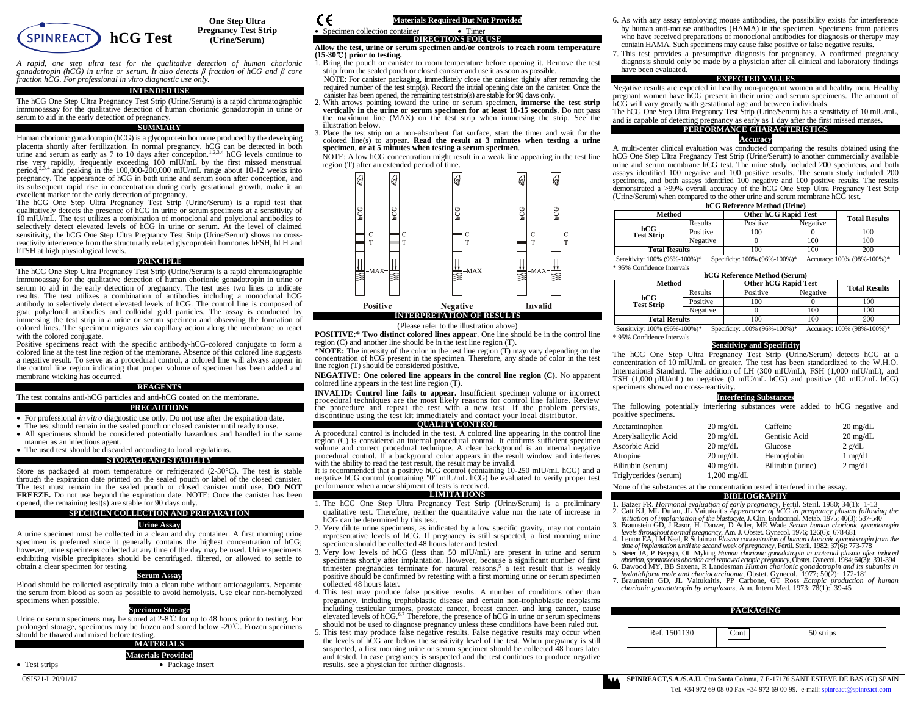# SPINREACT hCG Test

**One Step Ultra Pregnancy Test Strip (Urine/Serum)**

*A rapid, one step ultra test for the qualitative detection of human chorionic gonadotropin (hCG) in urine or serum. It also detects β fraction of hCG and β core fraction hCG. For professional in vitro diagnostic use only.*

## INTENDED USE

The hCG One Step Ultra Pregnancy Test Strip (Urine/Serum) is a rapid chromatographic immunoassay for the qualitative detection of human chorionic gonadotropin in urine or serum to aid in the early detection of pregnancy.

## SUMMARY

Human chorionic gonadotropin (hCG) is a glycoprotein hormone produced by the developing placenta shortly after fertilization. In normal pregnancy, hCG can be detected in both urine and serum as early as 7 to 10 days after conception.[1,2,3,4] hCG levels continue to rise very rapidly, frequently exceeding 100 mIU/mL by the first missed menstrual period,[2,3,4] and peaking in the 100,000-200,000 mIU/mL range about 10-12 weeks into pregnancy. The appearance of hCG in both urine and serum soon after conception, and its subsequent rapid rise in concentration during early gestational growth, make it an excellent marker for the early detection of pregnancy.

The hCG One Step Ultra Pregnancy Test Strip (Urine/Serum) is a rapid test that qualitatively detects the presence of hCG in urine or serum specimens at a sensitivity of 10 mIU/mL. The test utilizes a combination of monoclonal and polyclonal antibodies to selectively detect elevated levels of hCG in urine or serum. At the level of claimed sensitivity, the hCG One Step Ultra Pregnancy Test Strip (Urine/Serum) shows no cross-reactivity interference from the structurally related glycoprotein hormones hFSH, hLH and hTSH at high physiological levels.

## PRINCIPLE

The hCG One Step Ultra Pregnancy Test Strip (Urine/Serum) is a rapid chromatographic immunoassay for the qualitative detection of human chorionic gonadotropin in urine or serum to aid in the early detection of pregnancy. The test uses two lines to indicate results. The test utilizes a combination of antibodies including a monoclonal hCG antibody to selectively detect elevated levels of hCG. The control line is composed of goat polyclonal antibodies and colloidal gold particles. The assay is conducted by immersing the test strip in a urine or serum specimen and observing the formation of colored lines. The specimen migrates via capillary action along the membrane to react with the colored conjugate.

Positive specimens react with the specific antibody-hCG-colored conjugate to form a colored line at the test line region of the membrane. Absence of this colored line suggests a negative result. To serve as a procedural control, a colored line will always appear in the control line region indicating that proper volume of specimen has been added and membrane wicking has occurred.

## REAGENTS

The test contains anti-hCG particles and anti-hCG coated on the membrane.

## PRECAUTIONS

- For professional *in vitro* diagnostic use only. Do not use after the expiration date.
- The test should remain in the sealed pouch or closed canister until ready to use.
- All specimens should be considered potentially hazardous and handled in the same manner as an infectious agent.
- The used test should be discarded according to local regulations.

## STORAGE AND STABILITY

Store as packaged at room temperature or refrigerated (2-30°C). The test is stable through the expiration date printed on the sealed pouch or label of the closed canister. The test must remain in the sealed pouch or closed canister until use. **DO NOT FREEZE.** Do not use beyond the expiration date. NOTE: Once the canister has been opened, the remaining test(s) are stable for 90 days only.

## SPECIMEN COLLECTION AND PREPARATION

### Urine Assay

A urine specimen must be collected in a clean and dry container. A first morning urine specimen is preferred since it generally contains the highest concentration of hCG; however, urine specimens collected at any time of the day may be used. Urine specimens exhibiting visible precipitates should be centrifuged, filtered, or allowed to settle to obtain a clear specimen for testing.

### Serum Assay

Blood should be collected aseptically into a clean tube without anticoagulants. Separate the serum from blood as soon as possible to avoid hemolysis. Use clear non-hemolyzed specimens when possible.

### Specimen Storage

Urine or serum specimens may be stored at 2-8℃ for up to 48 hours prior to testing. For prolonged storage, specimens may be frozen and stored below -20℃. Frozen specimens should be thawed and mixed before testing.

## MATERIALS

### Materials Provided

- Test strips
- Package insert

### Materials Required But Not Provided

- Specimen collection container
- Timer

## DIRECTIONS FOR USE

**Allow the test, urine or serum specimen and/or controls to reach room temperature (15-30℃) prior to testing.**

1. Bring the pouch or canister to room temperature before opening it. Remove the test strip from the sealed pouch or closed canister and use it as soon as possible.
   NOTE: For canister packaging, immediately close the canister tightly after removing the required number of the test strip(s). Record the initial opening date on the canister. Once the canister has been opened, the remaining test strip(s) are stable for 90 days only.
2. With arrows pointing toward the urine or serum specimen, **immerse the test strip vertically in the urine or serum specimen for at least 10-15 seconds**. Do not pass the maximum line (MAX) on the test strip when immersing the strip. See the illustration below.
3. Place the test strip on a non-absorbent flat surface, start the timer and wait for the colored line(s) to appear. **Read the result at 3 minutes when testing a urine specimen**, **or at 5 minutes when testing a serum specimen**.
   NOTE: A low hCG concentration might result in a weak line appearing in the test line region (T) after an extended period of time.

Positive | Negative | Invalid

## INTERPRETATION OF RESULTS

(Please refer to the illustration above)

**POSITIVE:* Two distinct colored lines appear**. One line should be in the control line region (C) and another line should be in the test line region (T).

***NOTE:** The intensity of the color in the test line region (T) may vary depending on the concentration of hCG present in the specimen. Therefore, any shade of color in the test line region (T) should be considered positive.

**NEGATIVE: One colored line appears in the control line region (C).** No apparent colored line appears in the test line region (T).

**INVALID: Control line fails to appear.** Insufficient specimen volume or incorrect procedural techniques are the most likely reasons for control line failure. Review the procedure and repeat the test with a new test. If the problem persists, discontinue using the test kit immediately and contact your local distributor.

## QUALITY CONTROL

A procedural control is included in the test. A colored line appearing in the control line region (C) is considered an internal procedural control. It confirms sufficient specimen volume and correct procedural technique. A clear background is an internal negative procedural control. If a background color appears in the result window and interferes with the ability to read the test result, the result may be invalid.

It is recommended that a positive hCG control (containing 10-250 mIU/mL hCG) and a negative hCG control (containing "0" mIU/mL hCG) be evaluated to verify proper test performance when a new shipment of tests is received.

## LIMITATIONS

1. The hCG One Step Ultra Pregnancy Test Strip (Urine/Serum) is a preliminary qualitative test. Therefore, neither the quantitative value nor the rate of increase in hCG can be determined by this test.
2. Very dilute urine specimens, as indicated by a low specific gravity, may not contain representative levels of hCG. If pregnancy is still suspected, a first morning urine specimen should be collected 48 hours later and tested.
3. Very low levels of hCG (less than 50 mIU/mL) are present in urine and serum specimens shortly after implantation. However, because a significant number of first trimester pregnancies terminate for natural reasons,[5] a test result that is weakly positive should be confirmed by retesting with a first morning urine or serum specimen collected 48 hours later.
4. This test may produce false positive results. A number of conditions other than pregnancy, including trophoblastic disease and certain non-trophoblastic neoplasms including testicular tumors, prostate cancer, breast cancer, and lung cancer, cause elevated levels of hCG.[6,7] Therefore, the presence of hCG in urine or serum specimens should not be used to diagnose pregnancy unless these conditions have been ruled out.
5. This test may produce false negative results. False negative results may occur when the levels of hCG are below the sensitivity level of the test. When pregnancy is still suspected, a first morning urine or serum specimen should be collected 48 hours later and tested. In case pregnancy is suspected and the test continues to produce negative results, see a physician for further diagnosis.
6. As with any assay employing mouse antibodies, the possibility exists for interference by human anti-mouse antibodies (HAMA) in the specimen. Specimens from patients who have received preparations of monoclonal antibodies for diagnosis or therapy may contain HAMA. Such specimens may cause false positive or false negative results.
7. This test provides a presumptive diagnosis for pregnancy. A confirmed pregnancy diagnosis should only be made by a physician after all clinical and laboratory findings have been evaluated.

## EXPECTED VALUES

Negative results are expected in healthy non-pregnant women and healthy men. Healthy pregnant women have hCG present in their urine and serum specimens. The amount of hCG will vary greatly with gestational age and between individuals.

The hCG One Step Ultra Pregnancy Test Strip (Urine/Serum) has a sensitivity of 10 mIU/mL, and is capable of detecting pregnancy as early as 1 day after the first missed menses.

## PERFORMANCE CHARACTERISTICS

### Accuracy

A multi-center clinical evaluation was conducted comparing the results obtained using the hCG One Step Ultra Pregnancy Test Strip (Urine/Serum) to another commercially available urine and serum membrane hCG test. The urine study included 200 specimens, and both assays identified 100 negative and 100 positive results. The serum study included 200 specimens, and both assays identified 100 negative and 100 positive results. The results demonstrated a >99% overall accuracy of the hCG One Step Ultra Pregnancy Test Strip (Urine/Serum) when compared to the other urine and serum membrane hCG test.

**hCG Reference Method (Urine)**

| Method | | Other hCG Rapid Test | | Total Results |
|---|---|---|---|---|
| | Results | Positive | Negative | |
| hCG Test Strip | Positive | 100 | 0 | 100 |
| | Negative | 0 | 100 | 100 |
| Total Results | | 100 | 100 | 200 |

Sensitivity: 100% (96%-100%)* Specificity: 100% (96%-100%)* Accuracy: 100% (98%-100%)*

\* 95% Confidence Intervals

**hCG Reference Method (Serum)**

| Method | | Other hCG Rapid Test | | Total Results |
|---|---|---|---|---|
| | Results | Positive | Negative | |
| hCG Test Strip | Positive | 100 | 0 | 100 |
| | Negative | 0 | 100 | 100 |
| Total Results | | 100 | 100 | 200 |

Sensitivity: 100% (96%-100%)* Specificity: 100% (96%-100%)* Accuracy: 100% (98%-100%)*

\* 95% Confidence Intervals

### Sensitivity and Specificity

The hCG One Step Ultra Pregnancy Test Strip (Urine/Serum) detects hCG at a concentration of 10 mIU/mL or greater. The test has been standardized to the W.H.O. International Standard. The addition of LH (300 mIU/mL), FSH (1,000 mIU/mL), and TSH (1,000 µIU/mL) to negative (0 mIU/mL hCG) and positive (10 mIU/mL hCG) specimens showed no cross-reactivity.

### Interfering Substances

The following potentially interfering substances were added to hCG negative and positive specimens.

| | | | |
|---|---|---|---|
| Acetaminophen | 20 mg/dL | Caffeine | 20 mg/dL |
| Acetylsalicylic Acid | 20 mg/dL | Gentisic Acid | 20 mg/dL |
| Ascorbic Acid | 20 mg/dL | Glucose | 2 g/dL |
| Atropine | 20 mg/dL | Hemoglobin | 1 mg/dL |
| Bilirubin (serum) | 40 mg/dL | Bilirubin (urine) | 2 mg/dL |
| Triglycerides (serum) | 1,200 mg/dL | | |

None of the substances at the concentration tested interfered in the assay.

## BIBLIOGRAPHY

1. Batzer FR. *Hormonal evaluation of early pregnancy*, Fertil. Steril. 1980; 34(1): 1-13
2. Catt KJ, ML Dufau, JL Vaitukaitis *Appearance of hCG in pregnancy plasma following the initiation of implantation of the blastocyte*, J. Clin. Endocrinol. Metab. 1975; 40(3): 537-540
3. Braunstein GD, J Rasor, H. Danzer, D Adler, ME Wade *Serum human chorionic gonadotropin levels throughout normal pregnancy*, Am. J. Obstet. Gynecol. 1976; 126(6): 678-681
4. Lenton EA, LM Neal, R Sulaiman *Plasma concentration of human chorionic gonadotropin from the time of implantation until the second week of pregnancy*, Fertil. Steril. 1982; 37(6): 773-778
5. Steier JA, P Bergsjo, OL Myking *Human chorionic gonadotropin in maternal plasma after induced abortion, spontaneous abortion and removed ectopic pregnancy*, Obstet. Gynecol. 1984; 64(3): 391-394
6. Dawood MY, BB Saxena, R Landesman *Human chorionic gonadotropin and its subunits in hydatidiform mole and choriocarcinoma*, Obstet. Gynecol. 1977; 50(2): 172-181
7. Braunstein GD, JL Vaitukaitis, PP Carbone, GT Ross *Ectopic production of human chorionic gonadotropin by neoplasms*, Ann. Intern Med. 1973; 78(1): 39-45

## PACKAGING

| Ref. 1501130 | Cont | 50 strips |
|---|---|---|

OSIS21-I 20/01/17

**SPINREACT,S.A./S.A.U.** Ctra.Santa Coloma, 7 E-17176 SANT ESTEVE DE BAS (GI) SPAIN
Tel. +34 972 69 08 00 Fax +34 972 69 00 99. e-mail: spinreact@spinreact.com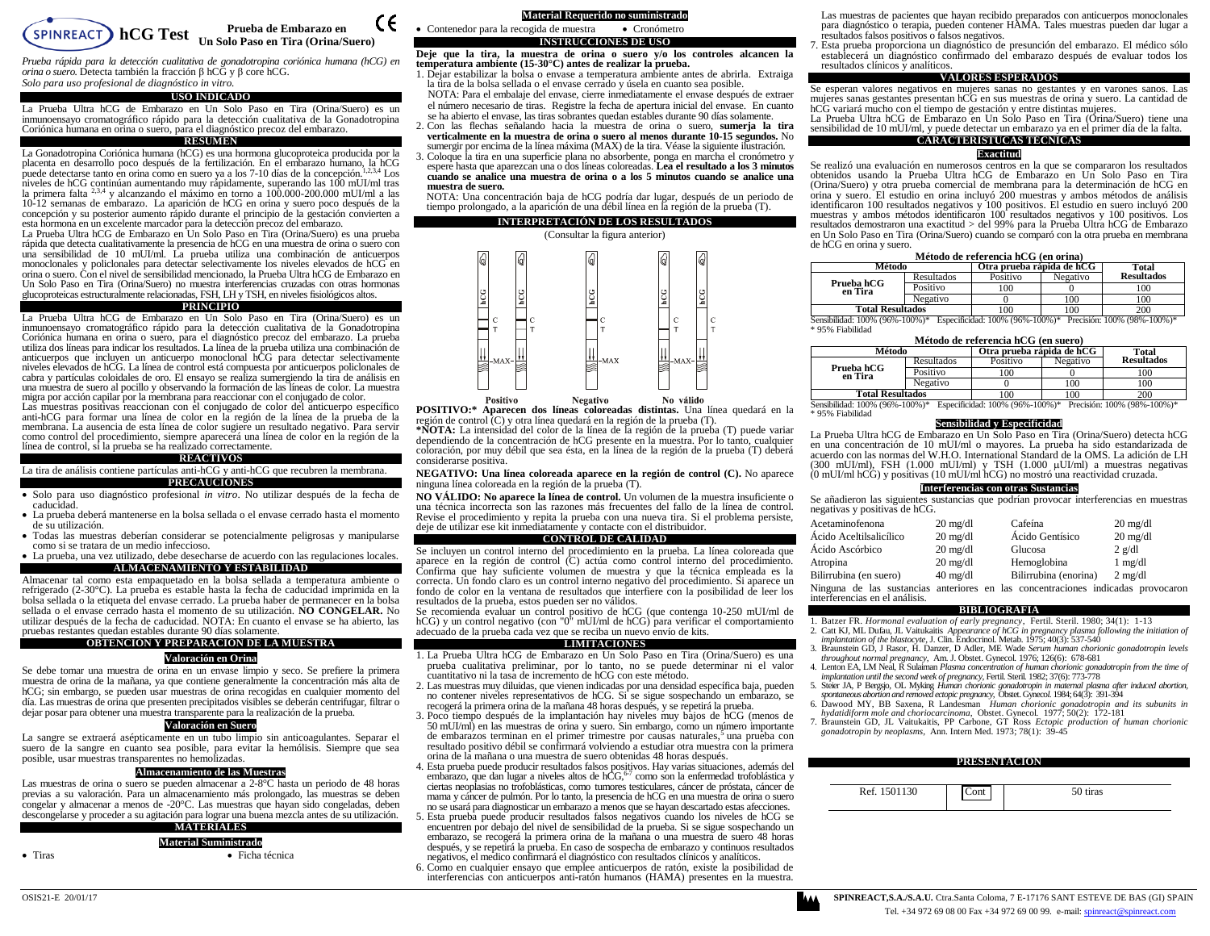# hCG Test

## Prueba de Embarazo en Un Solo Paso en Tira (Orina/Suero)

*Prueba rápida para la detección cualitativa de gonadotropina coriónica humana (hCG) en orina o suero.* Detecta también la fracción β hCG y β core hCG.
*Solo para uso profesional de diagnóstico in vitro.*

### USO INDICADO

La Prueba Ultra hCG de Embarazo en Un Solo Paso en Tira (Orina/Suero) es un inmunoensayo cromatográfico rápido para la detección cualitativa de la Gonadotropina Coriónica humana en orina o suero, para el diagnóstico precoz del embarazo.

### RESUMEN

La Gonadotropina Coriónica humana (hCG) es una hormona glucoproteica producida por la placenta en desarrollo poco después de la fertilización. En el embarazo humano, la hCG puede detectarse tanto en orina como en suero ya a los 7-10 días de la concepción.[1,2,3,4] Los niveles de hCG continúan aumentando muy rápidamente, superando las 100 mUI/ml tras la primera falta [2,3,4] y alcanzando el máximo en torno a 100.000-200.000 mUI/ml a las 10-12 semanas de embarazo. La aparición de hCG en orina y suero poco después de la concepción y su posterior aumento rápido durante el principio de la gestación convierten a esta hormona en un excelente marcador para la detección precoz del embarazo.

La Prueba Ultra hCG de Embarazo en Un Solo Paso en Tira (Orina/Suero) es una prueba rápida que detecta cualitativamente la presencia de hCG en una muestra de orina o suero con una sensibilidad de 10 mUI/ml. La prueba utiliza una combinación de anticuerpos monoclonales y policlonales para detectar selectivamente los niveles elevados de hCG en orina o suero. Con el nivel de sensibilidad mencionado, la Prueba Ultra hCG de Embarazo en Un Solo Paso en Tira (Orina/Suero) no muestra interferencias cruzadas con otras hormonas glucoproteicas estructuralmente relacionadas, FSH, LH y TSH, en niveles fisiológicos altos.

### PRINCIPIO

La Prueba Ultra hCG de Embarazo en Un Solo Paso en Tira (Orina/Suero) es un inmunoensayo cromatográfico rápido para la detección cualitativa de la Gonadotropina Coriónica humana en orina o suero, para el diagnóstico precoz del embarazo. La prueba utiliza dos líneas para indicar los resultados. La línea de la prueba utiliza una combinación de anticuerpos que incluyen un anticuerpo monoclonal hCG para detectar selectivamente niveles elevados de hCG. La línea de control está compuesta por anticuerpos policlonales de cabra y partículas coloidales de oro. El ensayo se realiza sumergiendo la tira de análisis en una muestra de suero al pocillo y observando la formación de las líneas de color. La muestra migra por acción capilar por la membrana para reaccionar con el conjugado de color.

Las muestras positivas reaccionan con el conjugado de color del anticuerpo específico anti-hCG para formar una línea de color en la región de la línea de la prueba de la membrana. La ausencia de esta línea de color sugiere un resultado negativo. Para servir como control del procedimiento, siempre aparecerá una línea de color en la región de la línea de control, si la prueba se ha realizado correctamente.

### REACTIVOS

La tira de análisis contiene partículas anti-hCG y anti-hCG que recubren la membrana.

### PRECAUCIONES

- Solo para uso diagnóstico profesional *in vitro*. No utilizar después de la fecha de caducidad.
- La prueba deberá mantenerse en la bolsa sellada o el envase cerrado hasta el momento de su utilización.
- Todas las muestras deberían considerar se potencialmente peligrosas y manipularse como si se tratara de un medio infeccioso.
- La prueba, una vez utilizado, debe desecharse de acuerdo con las regulaciones locales.

### ALMACENAMIENTO Y ESTABILIDAD

Almacenar tal como esta empaquetado en la bolsa sellada a temperatura ambiente o refrigerado (2-30°C). La prueba es estable hasta la fecha de caducidad imprimida en la bolsa sellada o la etiqueta del envase cerrado. La prueba haber de permanecer en la bolsa sellada o el envase cerrado hasta el momento de su utilización. **NO CONGELAR.** No utilizar después de la fecha de caducidad. NOTA: En cuanto el envase se ha abierto, las pruebas restantes quedan estables durante 90 días solamente.

### OBTENCION Y PREPARACIÓN DE LA MUESTRA

#### Valoración en Orina

Se debe tomar una muestra de orina en un envase limpio y seco. Se prefiere la primera muestra de orina de la mañana, ya que contiene generalmente la concentración más alta de hCG; sin embargo, se pueden usar muestras de orina recogidas en cualquier momento del día. Las muestras de orina que presenten precipitados visibles se deberán centrifugar, filtrar o dejar posar para obtener una muestra transparente para la realización de la prueba.

#### Valoración en Suero

La sangre se extraerá asépticamente en un tubo limpio sin anticoagulantes. Separar el suero de la sangre en cuanto sea posible, para evitar la hemólisis. Siempre que sea posible, usar muestras transparentes no hemolizadas.

#### Almacenamiento de las Muestras

Las muestras de orina o suero se pueden almacenar a 2-8°C hasta un periodo de 48 horas previas a su valoración. Para un almacenamiento más prolongado, las muestras se deben congelar y almacenar a menos de -20°C. Las muestras que hayan sido congeladas, deben descongelarse y proceder a su agitación para lograr una buena mezcla antes de su utilización.

### MATERIALES

#### Material Suministrado

- Tiras
- Ficha técnica

#### Material Requerido no suministrado

- Contenedor para la recogida de muestra
- Cronómetro

### INSTRUCCIONES DE USO

**Deje que la tira, la muestra de orina o suero y/o los controles alcancen la temperatura ambiente (15-30°C) antes de realizar la prueba.**

1. Dejar estabilizar la bolsa o envase a temperatura ambiente antes de abrirla. Extraiga la tira de la bolsa sellada o el envase cerrado y úsela en cuanto sea posible.
   NOTA: Para el embalaje del envase, cierre inmediatamente el envase después de extraer el número necesario de tiras. Registre la fecha de apertura inicial del envase. En cuanto se ha abierto el envase, las tiras sobrantes quedan estables durante 90 días solamente.
2. Con las flechas señalando hacia la muestra de orina o suero, **sumerja la tira verticalmente en la muestra de orina o suero al menos durante 10-15 segundos.** No sumergir por encima de la línea máxima (MAX) de la tira. Véase la siguiente ilustración.
3. Coloque la tira en una superficie plana no absorbente, ponga en marcha el cronómetro y espere hasta que aparezcan una o dos líneas coloreadas. **Lea el resultado a los 3 minutos cuando se analice una muestra de orina o a los 5 minutos cuando se analice una muestra de suero.**
   NOTA: Una concentración baja de hCG podría dar lugar, después de un periodo de tiempo prolongado, a la aparición de una débil línea en la región de la prueba (T).

### INTERPRETACIÓN DE LOS RESULTADOS

(Consultar la figura anterior)

Positivo — Negativo — No válido

**POSITIVO:\* Aparecen dos líneas coloreadas distintas.** Una línea quedará en la región de control (C) y otra línea quedará en la región de la prueba (T).

**\*NOTA:** La intensidad del color de la línea de la región de la prueba (T) puede variar dependiendo de la concentración de hCG presente en la muestra. Por lo tanto, cualquier coloración, por muy débil que sea ésta, en la línea de la región de la prueba (T) deberá considerarse positiva.

**NEGATIVO: Una línea coloreada aparece en la región de control (C).** No aparece ninguna línea coloreada en la región de la prueba (T).

**NO VÁLIDO: No aparece la línea de control.** Un volumen de la muestra insuficiente o una técnica incorrecta son las razones más frecuentes del fallo de la línea de control. Revise el procedimiento y repita la prueba con una nueva tira. Si el problema persiste, deje de utilizar ese kit inmediatamente y contacte con el distribuidor.

### CONTROL DE CALIDAD

Se incluyen un control interno del procedimiento en la prueba. La línea coloreada que aparece en la región de control (C) actúa como control interno del procedimiento. Confirma que hay suficiente volumen de muestra y que la técnica empleada es la correcta. Un fondo claro es un control interno negativo del procedimiento. Si aparece un fondo de color en la ventana de resultados que interfiere con la posibilidad de leer los resultados de la prueba, estos pueden ser no válidos.

Se recomienda evaluar un control positivo de hCG (que contenga 10-250 mUI/ml de hCG) y un control negativo (con "0" mUI/ml de hCG) para verificar el comportamiento adecuado de la prueba cada vez que se reciba un nuevo envío de kits.

### LIMITACIONES

1. La Prueba Ultra hCG de Embarazo en Un Solo Paso en Tira (Orina/Suero) es una prueba cualitativa preliminar, por lo tanto, no se puede determinar ni el valor cuantitativo ni la tasa de incremento de hCG con este método.
2. Las muestras muy diluidas, que vienen indicadas por una densidad específica baja, pueden no contener niveles representativos de hCG. Si se sigue sospechando un embarazo, se recogerá la primera orina de la mañana 48 horas después, y se repetirá la prueba.
3. Poco tiempo después de la implantación hay niveles muy bajos de hCG (menos de 50 mUI/ml) en las muestras de orina y suero. Sin embargo, como un número importante de embarazos terminan en el primer trimestre por causas naturales,[5] una prueba con resultado positivo débil se confirmará volviendo a estudiar otra muestra con la primera orina de la mañana o una muestra de suero obtenidas 48 horas después.
4. Esta prueba puede producir resultados falsos positivos. Hay varias situaciones, además del embarazo, que dan lugar a niveles altos de hCG,[6,7] como son la enfermedad trofoblástica y ciertas neoplasias no trofoblásticas, como tumores testiculares, cáncer de próstata, cáncer de mama y cáncer de pulmón. Por lo tanto, la presencia de hCG en una muestra de orina o suero no se usará para diagnosticar un embarazo a menos que se hayan descartado estas afecciones.
5. Esta prueba puede producir resultados falsos negativos cuando los niveles de hCG se encuentren por debajo del nivel de sensibilidad de la prueba. Si se sigue sospechando un embarazo, se recogerá la primera orina de la mañana o una muestra de suero 48 horas después, y se repetirá la prueba. En caso de sospecha de embarazo y continuos resultados negativos, el médico confirmará el diagnóstico con resultados clínicos y analíticos.
6. Como en cualquier ensayo que emplee anticuerpos de ratón, existe la posibilidad de interferencias con anticuerpos anti-ratón humanos (HAMA) presentes en la muestra. Las muestras de pacientes que hayan recibido preparados con anticuerpos monoclonales para diagnóstico o terapia, pueden contener HAMA. Tales muestras pueden dar lugar a resultados falsos positivos o falsos negativos.
7. Esta prueba proporciona un diagnóstico de presunción del embarazo. El médico sólo establecerá un diagnóstico confirmado del embarazo después de evaluar todos los resultados clínicos y analíticos.

### VALORES ESPERADOS

Se esperan valores negativos en mujeres sanas no gestantes y en varones sanos. Las mujeres sanas gestantes presentan hCG en sus muestras de orina y suero. La cantidad de hCG variará mucho con el tiempo de gestación y entre distintas mujeres.

La Prueba Ultra hCG de Embarazo en Un Solo Paso en Tira (Orina/Suero) tiene una sensibilidad de 10 mUI/ml, y puede detectar un embarazo ya en el primer día de la falta.

### CARACTERISTICAS TÉCNICAS

#### Exactitud

Se realizó una evaluación en numerosos centros en la que se compararon los resultados obtenidos usando la Prueba Ultra hCG de Embarazo en Un Solo Paso en Tira (Orina/Suero) y otra prueba comercial de membrana para la determinación de hCG en orina y suero. El estudio en orina incluyó 200 muestras y ambos métodos de análisis identificaron 100 resultados negativos y 100 positivos. El estudio en suero incluyó 200 muestras y ambos métodos identificaron 100 resultados negativos y 100 positivos. Los resultados demostraron una exactitud > del 99% para la Prueba Ultra hCG de Embarazo en Un Solo Paso en Tira (Orina/Suero) cuando se comparó con la otra prueba en membrana de hCG en orina y suero.

**Método de referencia hCG (en orina)**

| Método | | Otra prueba rápida de hCG | | Total Resultados |
|---|---|---|---|---|
| | Resultados | Positivo | Negativo | |
| Prueba hCG en Tira | Positivo | 100 | 0 | 100 |
| | Negativo | 0 | 100 | 100 |
| Total Resultados | | 100 | 100 | 200 |

Sensibilidad: 100% (96%-100%)* Especificidad: 100% (96%-100%)* Precisión: 100% (98%-100%)*
\* 95% Fiabilidad

**Método de referencia hCG (en suero)**

| Método | | Otra prueba rápida de hCG | | Total Resultados |
|---|---|---|---|---|
| | Resultados | Positivo | Negativo | |
| Prueba hCG en Tira | Positivo | 100 | 0 | 100 |
| | Negativo | 0 | 100 | 100 |
| Total Resultados | | 100 | 100 | 200 |

Sensibilidad: 100% (96%-100%)* Especificidad: 100% (96%-100%)* Precisión: 100% (98%-100%)*
\* 95% Fiabilidad

#### Sensibilidad y Especificidad

La Prueba Ultra hCG de Embarazo en Un Solo Paso en Tira (Orina/Suero) detecta hCG en una concentración de 10 mUI/ml o mayores. La prueba ha sido estandarizada de acuerdo con las normas del W.H.O. International Standard de la OMS. La adición de LH (300 mUI/ml), FSH (1.000 mUI/ml) y TSH (1.000 µUI/ml) a muestras negativas (0 mUI/ml hCG) y positivas (10 mUI/ml hCG) no mostraron ninguna reactividad cruzada.

#### Interferencias con otras Sustancias

Se añadieron las siguientes sustancias que podrían provocar interferencias en muestras negativas y positivas de hCG.

| | | | |
|---|---|---|---|
| Acetaminofenona | 20 mg/dl | Cafeína | 20 mg/dl |
| Ácido Aceltilsalicílico | 20 mg/dl | Ácido Gentísico | 20 mg/dl |
| Ácido Ascórbico | 20 mg/dl | Glucosa | 2 g/dl |
| Atropina | 20 mg/dl | Hemoglobina | 1 mg/dl |
| Bilirrubina (en suero) | 40 mg/dl | Bilirrubina (enorina) | 2 mg/dl |

Ninguna de las sustancias anteriores en las concentraciones indicadas provocaron interferencias en el análisis.

### BIBLIOGRAFIA

1. Batzer FR. *Hormonal evaluation of early pregnancy*, Fertil. Steril. 1980; 34(1): 1-13
2. Catt KJ, ML Dufau, JL Vaitukaitis *Appearance of hCG in pregnancy plasma following the initiation of implantation of the blastocyte*, J. Clin. Endocrinol. Metab. 1975; 40(3): 537-540
3. Braunstein GD, J Rasor, H. Danzer, D Adler, ME Wade *Serum human chorionic gonadotropin levels throughout normal pregnancy*, Am. J. Obstet. Gynecol. 1976; 126(6): 678-681
4. Lenton EA, LM Neal, R Sulaiman *Plasma concentration of human chorionic gonadotropin from the time of implantation until the second week of pregnancy*, Fertil. Steril. 1982; 37(6): 773-778
5. Steier JA, P Bergsjo, OL Myking *Human chorionic gonadotropin in maternal plasma after induced abortion, spontaneous abortion and removed ectopic pregnancy*, Obstet. Gynecol. 1984; 64(3): 391-394
6. Dawood MY, BB Saxena, R Landesman *Human chorionic gonadotropin and its subunits in hydatidiform mole and choriocarcinoma*, Obstet. Gynecol. 1977; 50(2): 172-181
7. Braunstein GD, JL Vaitukaitis, PP Carbone, GT Ross *Ectopic production of human chorionic gonadotropin by neoplasms*, Ann. Intern Med. 1973; 78(1): 39-45

### PRESENTACION

| Ref. 1501130 | Cont | 50 tiras |
|---|---|---|

OSIS21-E 20/01/17

SPINREACT,S.A./S.A.U. Ctra.Santa Coloma, 7 E-17176 SANT ESTEVE DE BAS (GI) SPAIN
Tel. +34 972 69 08 00 Fax +34 972 69 00 99. e-mail: spinreact@spinreact.com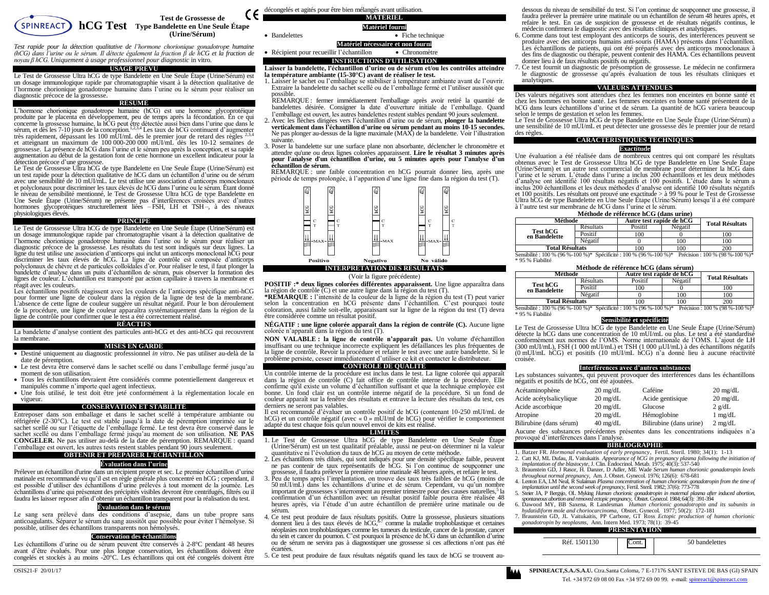# SPINREACT hCG Test

**Test de Grossesse de Type Bandelette en Une Seule Étape (Urine/Sérum)**

*Test rapide pour la détection qualitative de l'hormone chorionique gonadotrope humaine (hCG) dans l'urine ou le sérum. Il détecte également la fraction β de hCG et la fraction de noyau β hCG. Uniquement à usage professionnel pour diagnostic* in vitro.

## USAGE PRÉVU

Le Test de Grossesse Ultra hCG de type Bandelette en Une Seule Étape (Urine/Sérum) est un dosage immunologique rapide par chromatographie visant à la détection qualitative de l'hormone chorionique gonadotrope humaine dans l'urine ou le sérum pour réaliser un diagnostic précoce de la grossesse.

## RÉSUMÉ

L'hormone chorionique gonadotrope humaine (hCG) est une hormone glycoprotéique produite par le placenta en développement, peu de temps après la fécondation. En ce qui concerne la grossesse humaine, la hCG peut être détectée aussi bien dans l'urine que dans le sérum, et dès les 7-10 jours de la conception.[1,2,3,4] Les taux de hCG continuent d'augmenter très rapidement, dépassant les 100 mUI/mL dès le premier jour de retard des règles [2,3,4] et atteignant un maximum de 100 000-200 000 mUI/mL dès les 10-12 semaines de grossesse. La présence de hCG dans l'urine et le sérum peu après la conception, et sa rapide augmentation au début de la gestation font de cette hormone un excellent indicateur pour la détection précoce d'une grossesse.

Le Test de Grossesse Ultra hCG de type Bandelette en Une Seule Étape (Urine/Sérum) est un test rapide pour la détection qualitative de hCG dans un échantillon d'urine ou de sérum avec une sensibilité de 10 mUI/mL. Le test utilise une association d'anticorps monoclonaux et polyclonaux pour discriminer les taux élevés de hCG dans l'urine ou le sérum. Étant donné le niveau de sensibilité mentionné, le Test de Grossesse Ultra hCG de type Bandelette en Une Seule Étape (Urine/Sérum) ne présente pas d'interférences croisées avec d'autres hormones glycoprotéiques structurellement liées – FSH, LH et TSH –, à des niveaux physiologiques élevés.

## PRINCIPE

Le Test de Grossesse Ultra hCG de type Bandelette en Une Seule Étape (Urine/Sérum) est un dosage immunologique rapide par chromatographie visant à la détection qualitative de l'hormone chorionique gonadotrope humaine dans l'urine ou le sérum pour réaliser un diagnostic précoce de la grossesse. Les résultats du test sont indiqués sur deux lignes. La ligne du test utilise une association d'anticorps qui inclut un anticorps monoclonal hCG pour discriminer les taux élevés de hCG. La ligne de contrôle est composée d'anticorps polyclonaux de chèvre et de particules colloïdales d'or. Pour réaliser le test, il faut plonger la bandelette d'analyse dans un puits d'échantillon de sérum, puis observer la formation des lignes de couleur. L'échantillon est transporté par action capillaire à travers la membrane et réagit avec les couleurs.

Les échantillons positifs réagissent avec les couleurs de l'anticorps spécifique anti-hCG pour former une ligne de couleur dans la région de la ligne de test de la membrane. L'absence de cette ligne de couleur suggère un résultat négatif. Pour le bon déroulement de la procédure, une ligne de couleur apparaîtra systématiquement dans la région de la ligne de contrôle pour confirmer que le test a été correctement réalisé.

## RÉACTIFS

La bandelette d'analyse contient des particules anti-hCG et des anti-hCG qui recouvrent la membrane.

## MISES EN GARDE

- Destiné uniquement au diagnostic professionnel *in vitro*. Ne pas utiliser au-delà de la date de péremption.
- Le test devra être conservé dans le sachet scellé ou dans l'emballage fermé jusqu'au moment de son utilisation.
- Tous les échantillons devraient être considérés comme potentiellement dangereux et manipulés comme n'importe quel agent infectieux.
- Une fois utilisé, le test doit être jeté conformément à la règlementation locale en vigueur.

## CONSERVATION ET STABILITÉ

Entreposer dans son emballage et dans le sachet scellé à température ambiante ou réfrigérée (2-30°C). Le test est stable jusqu'à la date de péremption imprimée sur le sachet scellé ou sur l'étiquette de l'emballage fermé. Le test devra être conservé dans le sachet scellé ou dans l'emballage fermé jusqu'au moment de son utilisation. **NE PAS CONGELER.** Ne pas utiliser au-delà de la date de péremption. REMARQUE : quand l'emballage est ouvert, les autres tests restent stables pendant 90 jours seulement.

## OBTENIR ET PRÉPARER L'ÉCHANTILLON

### Évaluation dans l'urine

Prélever un échantillon d'urine dans un récipient propre et sec. Le premier échantillon d'urine matinale est recommandé vu qu'il est en règle générale plus concentré en hCG ; cependant, il est possible d'utiliser des échantillons d'urine prélevés à tout moment de la journée. Les échantillons d'urine qui présentent des précipités visibles devront être centrifugés, filtrés ou il faudra les laisser reposer afin d'obtenir un échantillon transparent pour la réalisation du test.

### Évaluation dans le sérum

Le sang sera prélevé dans des conditions d'asepsie, dans un tube propre sans anticoagulants. Séparer le sérum du sang aussitôt que possible pour éviter l'hémolyse. Si possible, utiliser des échantillons transparents non hémolysés.

### Conservation des échantillons

Les échantillons d'urine ou de sérum peuvent être conservés à 2-8°C pendant 48 heures avant d'être évalués. Pour une plus longue conservation, les échantillons doivent être congelés et stockés à au moins -20°C. Les échantillons qui ont été congelés doivent être décongelés et agités pour être bien mélangés avant utilisation.

## MATÉRIEL

### Matériel fourni

- Bandelettes
- Fiche technique

### Matériel nécessaire et non fourni

- Récipient pour recueillir l'échantillon
- Chronomètre

## INSTRUCTIONS D'UTILISATION

**Laisser la bandelette, l'échantillon d'urine ou de sérum et/ou les contrôles atteindre la température ambiante (15-30°C) avant de réaliser le test.**

1. Laisser le sachet ou l'emballage se stabiliser à température ambiante avant de l'ouvrir. Extraire la bandelette du sachet scellé ou de l'emballage fermé et l'utiliser aussitôt que possible.
   REMARQUE : fermer immédiatement l'emballage après avoir retiré la quantité de bandelettes désirée. Consigner la date d'ouverture initiale de l'emballage. Quand l'emballage est ouvert, les autres bandelettes restent stables pendant 90 jours seulement.
2. Avec les flèches dirigées vers l'échantillon d'urine ou de sérum, **plonger la bandelette verticalement dans l'échantillon d'urine ou sérum pendant au moins 10-15 secondes.** Ne pas plonger au-dessus de la ligne maximale (MAX) de la bandelette. Voir l'illustration suivante.
3. Poser la bandelette sur une surface plane non absorbante, déclencher le chronomètre et attendre qu'une ou deux lignes colorées apparaissent. **Lire le résultat 3 minutes après pour l'analyse d'un échantillon d'urine, ou 5 minutes après pour l'analyse d'un échantillon de sérum.**
   REMARQUE : une faible concentration en hCG pourrait donner lieu, après une période de temps prolongée, à l'apparition d'une ligne fine dans la région du test (T).

hCG hCG C T MAX Positivo hCG C T MAX Negativo hCG hCG C T MAX No válido

## INTERPRÉTATION DES RÉSULTATS

(Voir la figure précédente)

**POSITIF :\* deux lignes colorées différentes apparaissent.** Une ligne apparaîtra dans la région de contrôle (C) et une autre ligne dans la région du test (T).

**\*REMARQUE :** l'intensité de la couleur de la ligne de la région du test (T) peut varier selon la concentration en hCG présente dans l'échantillon. C'est pourquoi toute coloration, aussi faible soit-elle, apparaissant sur la ligne de la région du test (T) devra être considérée comme un résultat positif.

**NÉGATIF : une ligne colorée apparaît dans la région de contrôle (C).** Aucune ligne colorée n'apparaît dans la région du test (T).

**NON VALABLE : la ligne de contrôle n'apparaît pas.** Un volume d'échantillon insuffisant ou une technique incorrecte expliquent les défaillances les plus fréquentes de la ligne de contrôle. Revoir la procédure et refaire le test avec une autre bandelette. Si le problème persiste, cesser immédiatement d'utiliser ce kit et contacter le distributeur.

## CONTRÔLE DE QUALITÉ

Un contrôle interne de la procédure est inclus dans le test. La ligne colorée qui apparaît dans la région de contrôle (C) fait office de contrôle interne de la procédure. Elle confirme qu'il existe un volume d'échantillon suffisant et que la technique employée est bonne. Un fond clair est un contrôle interne négatif de la procédure. Si un fond de couleur apparaît sur la fenêtre des résultats et entrave la lecture des résultats du test, ces derniers ne seront pas valables.

Il est recommandé d'évaluer un contrôle positif de hCG (contenant 10-250 mUI/mL de hCG) et un contrôle négatif (avec « 0 » mUI/ml de hCG) pour vérifier le comportement adapté du test chaque fois qu'un nouvel envoi de kits est réalisé.

## LIMITES

1. Le Test de Grossesse Ultra hCG de type Bandelette en Une Seule Étape (Urine/Sérum) est un test qualitatif préalable, aussi ne peut-on déterminer ni la valeur quantitative ni l'évolution du taux de hCG au moyen de cette méthode.
2. Les échantillons très dilués, qui sont indiqués pour une densité spécifique faible, peuvent ne pas contenir de taux représentatifs de hCG. Si l'on continue de soupçonner une grossesse, il faudra prélever la première urine matinale 48 heures après, et refaire le test.
3. Peu de temps après l'implantation, on trouve des taux très faibles de hCG (moins de 50 mUI/mL) dans les échantillons d'urine et de sérum. Cependant, vu qu'un nombre important de grossesses s'interrompent au premier trimestre pour des causes naturelles,[5] la confirmation d'un échantillon avec un résultat positif faible pourra être réalisée 48 heures après, via l'étude d'un autre échantillon de première urine matinale ou de sérum.
4. Ce test peut produire de faux résultats positifs. Outre la grossesse, plusieurs situations donnent lieu à des taux élevés de hCG,[6,7] comme la maladie trophoblastique et certaines néoplasies non trophoblastiques comme les tumeurs du testicule, cancer de la prostate, cancer du sein et cancer du poumon. C'est pourquoi la présence de hCG dans un échantillon d'urine ou de sérum ne servira pas à diagnostiquer une grossesse si ces affections n'ont pas été écartées.
5. Ce test peut produire de faux résultats négatifs quand les taux de hCG se trouvent au-dessous du niveau de sensibilité du test. Si l'on continue de soupçonner une grossesse, il faudra prélever la première urine matinale ou un échantillon de sérum 48 heures après, et refaire le test. En cas de suspicion de grossesse et de résultats négatifs continus, le médecin confirmera le diagnostic avec des résultats cliniques et analytiques.
6. Comme dans tout test employant des anticorps de souris, des interférences peuvent se produire avec des anticorps humains anti-souris (HAMA) présents dans l'échantillon. Les échantillons de patients, qui ont été préparés avec des anticorps monoclonaux à des fins de diagnostic ou thérapie, peuvent contenir des HAMA. Ces échantillons peuvent donner lieu à de faux résultats positifs ou négatifs.
7. Ce test fournit un diagnostic de présomption de grossesse. Le médecin ne confirmera le diagnostic de grossesse qu'après évaluation de tous les résultats cliniques et analytiques.

## VALEURS ATTENDUES

Des valeurs négatives sont attendues chez les femmes non enceintes en bonne santé et chez les hommes en bonne santé. Les femmes enceintes en bonne santé présentent de la hCG dans leurs échantillons d'urine et de sérum. La quantité de hCG variera beaucoup selon le temps de gestation et selon les femmes.

Le Test de Grossesse Ultra hCG de type Bandelette en Une Seule Étape (Urine/Sérum) a une sensibilité de 10 mUI/mL et peut détecter une grossesse dès le premier jour de retard des règles.

## CARACTÉRISTIQUES TECHNIQUES

### Exactitude

Une évaluation a été réalisée dans de nombreux centres qui ont comparé les résultats obtenus avec le Test de Grossesse Ultra hCG de type Bandelette en Une Seule Étape (Urine/Sérum) et un autre test commercial de membrane pour déterminer la hCG dans l'urine et le sérum. L'étude dans l'urine a inclus 200 échantillons et les deux méthodes d'analyse ont identifié 100 résultats négatifs et 100 positifs. L'étude dans le sérum a inclus 200 échantillons et les deux méthodes d'analyse ont identifié 100 résultats négatifs et 100 positifs. Les résultats ont prouvé une exactitude > à 99 % pour le Test de Grossesse Ultra hCG de type Bandelette en Une Seule Étape (Urine/Sérum) lorsqu'il a été comparé à l'autre test sur membrane de hCG dans l'urine et le sérum.

**Méthode de référence hCG (dans urine)**

| Méthode | | Autre test rapide de hCG | | Total Résultats |
|---|---|---|---|---|
| | Résultats | Positif | Négatif | |
| Test hCG en Bandelette | Positif | 100 | 0 | 100 |
| | Négatif | 0 | 100 | 100 |
| Total Résultats | | 100 | 100 | 200 |

Sensibilité : 100 % (96 %-100 %)* Spécificité : 100 % (96 %-100 %)* Précision : 100 % (98 %-100 %)*
\* 95 % Fiabilité

**Méthode de référence hCG (dans sérum)**

| Méthode | | Autre test rapide de hCG | | Total Résultats |
|---|---|---|---|---|
| | Résultats | Positif | Négatif | |
| Test hCG en Bandelette | Positif | 100 | 0 | 100 |
| | Négatif | 0 | 100 | 100 |
| Total Résultats | | 100 | 100 | 200 |

Sensibilité : 100 % (96 %-100 %)* Spécificité : 100 % (96 %-100 %)* Précision : 100 % (98 %-100 %)*
\* 95 % Fiabilité

### Sensibilité et spécificité

Le Test de Grossesse Ultra hCG de type Bandelette en Une Seule Étape (Urine/Sérum) détecte la hCG dans une concentration de 10 mUI/mL ou plus. Le test a été standardisé conformément aux normes de l'OMS. Norme internationale de l'OMS. L'ajout de LH (300 mUI/mL), FSH (1 000 mUI/mL) et TSH (1 000 µUI/mL) à des échantillons négatifs (0 mUI/mL hCG) et positifs (10 mUI/mL hCG) n'a donné lieu à aucune réactivité croisée.

### Interférences avec d'autres substances

Les substances suivantes, qui peuvent provoquer des interférences dans les échantillons négatifs et positifs de hCG, ont été ajoutées.

| | | | |
|---|---|---|---|
| Acétaminophène | 20 mg/dL | Caféine | 20 mg/dL |
| Acide acétylsalicylique | 20 mg/dL | Acide gentisique | 20 mg/dL |
| Acide ascorbique | 20 mg/dL | Glucose | 2 g/dL |
| Atropine | 20 mg/dL | Hémoglobine | 1 mg/dL |
| Bilirubine (dans sérum) | 40 mg/dL | Bilirubine (dans urine) | 2 mg/dL |

Aucune des substances précédentes présentes dans les concentrations indiquées n'a provoqué d'interférences dans l'analyse.

## BIBLIOGRAPHIE

1. Batzer FR. *Hormonal evaluation of early pregnancy*, Fertil. Steril. 1980; 34(1): 1-13
2. Catt KJ, ML Dufau, JL Vaitukaitis *Appearance of hCG in pregnancy plasma following the initiation of implantation of the blastocyte*, J. Clin. Endocrinol. Metab. 1975; 40(3): 537-540
3. Braunstein GD, J Rasor, H. Danzer, D Adler, ME Wade *Serum human chorionic gonadotropin levels throughout normal pregnancy*, Am. J. Obstet. Gynecol. 1976; 126(6): 678-681
4. Lenton EA, LM Neal, R Sulaiman *Plasma concentration of human chorionic gonadotropin from the time of implantation until the second week of pregnancy*, Fertil. Steril. 1982; 37(6): 773-778
5. Steier JA, P Bergsjo, OL Myking *Human chorionic gonadotropin in maternal plasma after induced abortion, spontaneous abortion and removed ectopic pregnancy*, Obstet. Gynecol. 1984; 64(3): 391-394
6. Dawood MY, BB Saxena, R Landesman *Human chorionic gonadotropin and its subunits in hydatidiform mole and choriocarcinoma*, Obstet. Gynecol. 1977; 50(2): 172-181
7. Braunstein GD, JL Vaitukaitis, PP Carbone, GT Ross *Ectopic production of human chorionic gonadotropin by neoplasms*, Ann. Intern Med. 1973; 78(1): 39-45

## PRÉSENTATION

| | | |
|---|---|---|
| Réf. 1501130 | Cont. | 50 bandelettes |

OSIS21-F 20/01/17

**SPINREACT,S.A./S.A.U.** Ctra.Santa Coloma, 7 E-17176 SANT ESTEVE DE BAS (GI) SPAIN
Tel. +34 972 69 08 00 Fax +34 972 69 00 99. e-mail: spinreact@spinreact.com